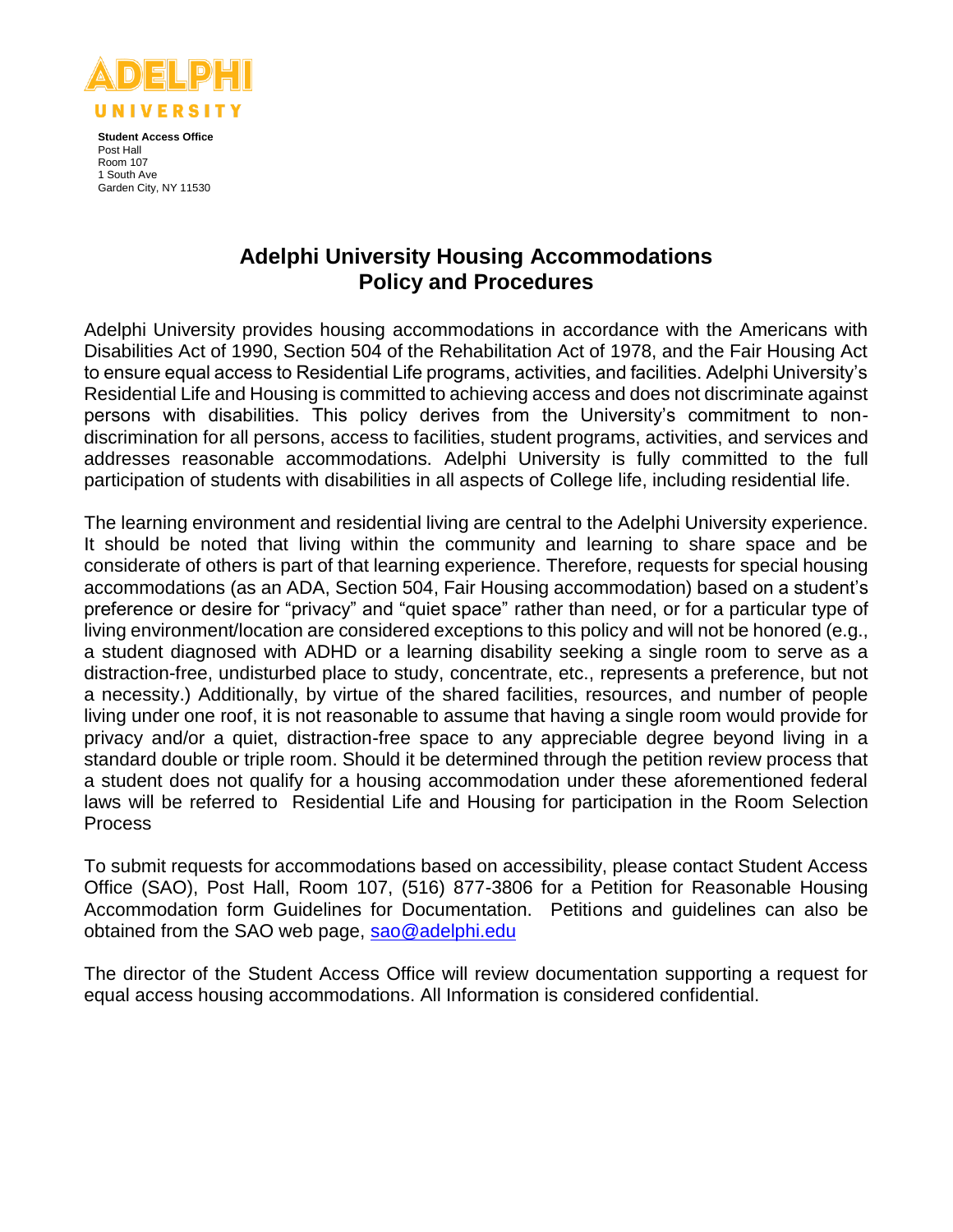ADELPHI UNIVERSITY

**Student Access Office**
Post Hall
Room 107
1 South Ave
Garden City, NY 11530

# Adelphi University Housing Accommodations Policy and Procedures

Adelphi University provides housing accommodations in accordance with the Americans with Disabilities Act of 1990, Section 504 of the Rehabilitation Act of 1978, and the Fair Housing Act to ensure equal access to Residential Life programs, activities, and facilities. Adelphi University's Residential Life and Housing is committed to achieving access and does not discriminate against persons with disabilities. This policy derives from the University's commitment to non-discrimination for all persons, access to facilities, student programs, activities, and services and addresses reasonable accommodations. Adelphi University is fully committed to the full participation of students with disabilities in all aspects of College life, including residential life.

The learning environment and residential living are central to the Adelphi University experience. It should be noted that living within the community and learning to share space and be considerate of others is part of that learning experience. Therefore, requests for special housing accommodations (as an ADA, Section 504, Fair Housing accommodation) based on a student's preference or desire for "privacy" and "quiet space" rather than need, or for a particular type of living environment/location are considered exceptions to this policy and will not be honored (e.g., a student diagnosed with ADHD or a learning disability seeking a single room to serve as a distraction-free, undisturbed place to study, concentrate, etc., represents a preference, but not a necessity.) Additionally, by virtue of the shared facilities, resources, and number of people living under one roof, it is not reasonable to assume that having a single room would provide for privacy and/or a quiet, distraction-free space to any appreciable degree beyond living in a standard double or triple room. Should it be determined through the petition review process that a student does not qualify for a housing accommodation under these aforementioned federal laws will be referred to Residential Life and Housing for participation in the Room Selection Process

To submit requests for accommodations based on accessibility, please contact Student Access Office (SAO), Post Hall, Room 107, (516) 877-3806 for a Petition for Reasonable Housing Accommodation form Guidelines for Documentation. Petitions and guidelines can also be obtained from the SAO web page, sao@adelphi.edu

The director of the Student Access Office will review documentation supporting a request for equal access housing accommodations. All Information is considered confidential.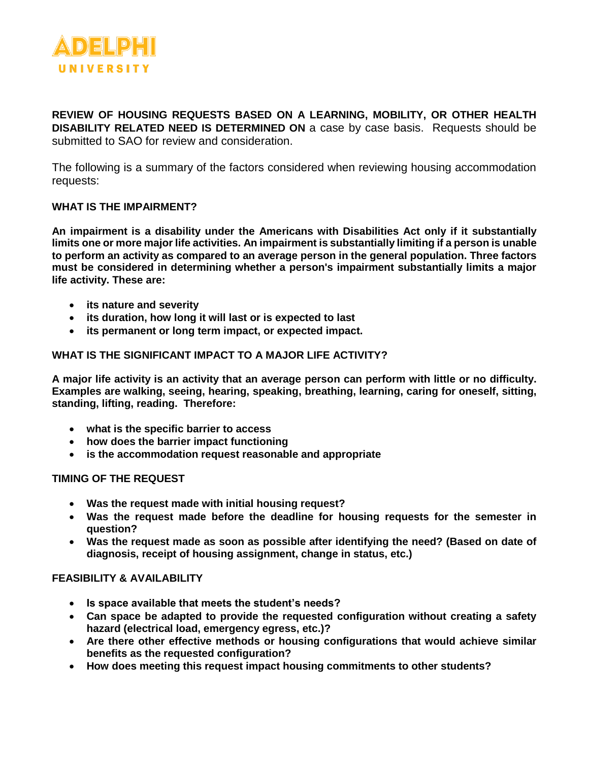**REVIEW OF HOUSING REQUESTS BASED ON A LEARNING, MOBILITY, OR OTHER HEALTH DISABILITY RELATED NEED IS DETERMINED ON** a case by case basis. Requests should be submitted to SAO for review and consideration.

The following is a summary of the factors considered when reviewing housing accommodation requests:

**WHAT IS THE IMPAIRMENT?**

**An impairment is a disability under the Americans with Disabilities Act only if it substantially limits one or more major life activities. An impairment is substantially limiting if a person is unable to perform an activity as compared to an average person in the general population. Three factors must be considered in determining whether a person's impairment substantially limits a major life activity. These are:**

- **its nature and severity**
- **its duration, how long it will last or is expected to last**
- **its permanent or long term impact, or expected impact.**

**WHAT IS THE SIGNIFICANT IMPACT TO A MAJOR LIFE ACTIVITY?**

**A major life activity is an activity that an average person can perform with little or no difficulty. Examples are walking, seeing, hearing, speaking, breathing, learning, caring for oneself, sitting, standing, lifting, reading. Therefore:**

- **what is the specific barrier to access**
- **how does the barrier impact functioning**
- **is the accommodation request reasonable and appropriate**

**TIMING OF THE REQUEST**

- **Was the request made with initial housing request?**
- **Was the request made before the deadline for housing requests for the semester in question?**
- **Was the request made as soon as possible after identifying the need? (Based on date of diagnosis, receipt of housing assignment, change in status, etc.)**

**FEASIBILITY & AVAILABILITY**

- **Is space available that meets the student's needs?**
- **Can space be adapted to provide the requested configuration without creating a safety hazard (electrical load, emergency egress, etc.)?**
- **Are there other effective methods or housing configurations that would achieve similar benefits as the requested configuration?**
- **How does meeting this request impact housing commitments to other students?**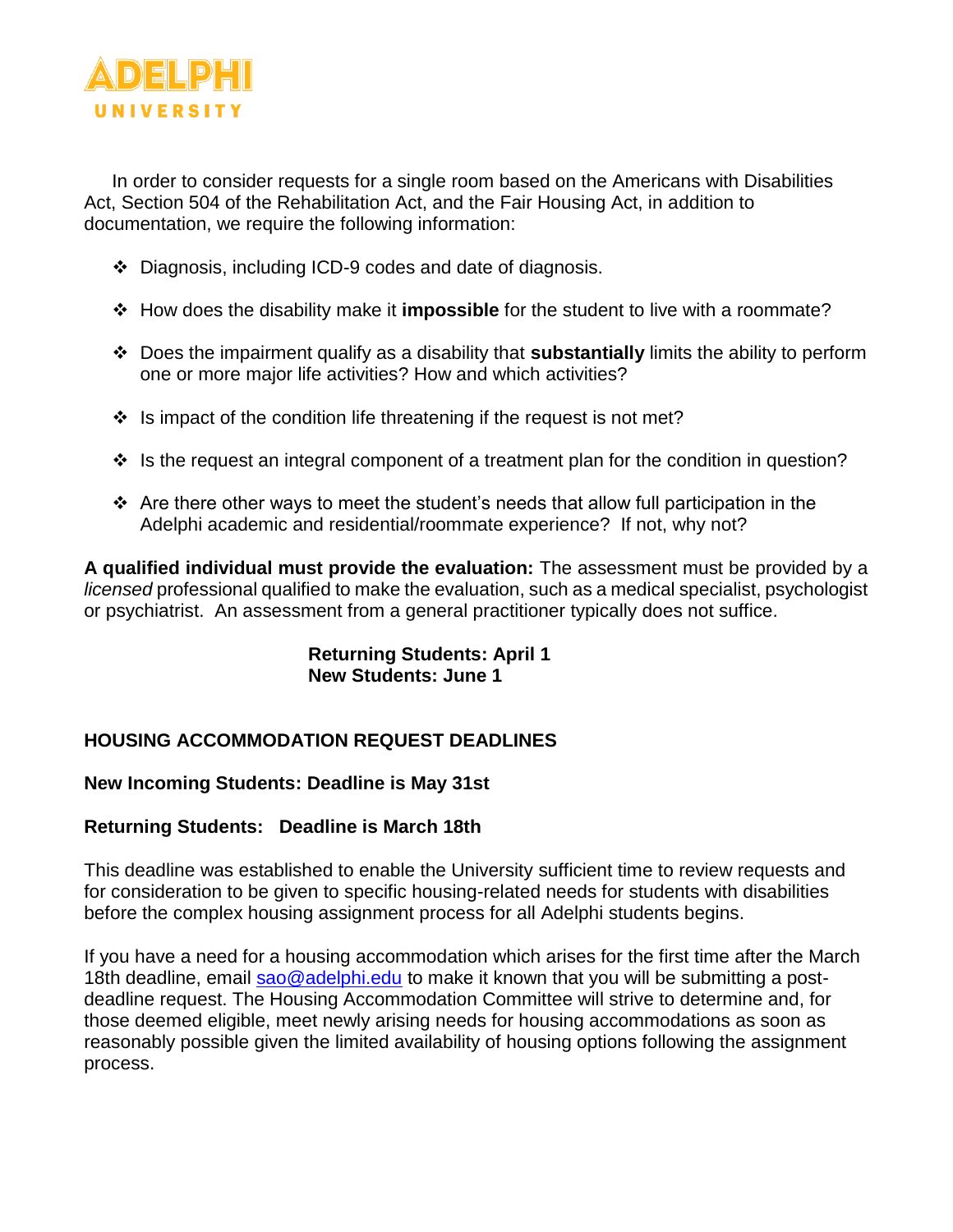ADELPHI UNIVERSITY

In order to consider requests for a single room based on the Americans with Disabilities Act, Section 504 of the Rehabilitation Act, and the Fair Housing Act, in addition to documentation, we require the following information:

- Diagnosis, including ICD-9 codes and date of diagnosis.
- How does the disability make it **impossible** for the student to live with a roommate?
- Does the impairment qualify as a disability that **substantially** limits the ability to perform one or more major life activities? How and which activities?
- Is impact of the condition life threatening if the request is not met?
- Is the request an integral component of a treatment plan for the condition in question?
- Are there other ways to meet the student's needs that allow full participation in the Adelphi academic and residential/roommate experience? If not, why not?

**A qualified individual must provide the evaluation:** The assessment must be provided by a *licensed* professional qualified to make the evaluation, such as a medical specialist, psychologist or psychiatrist. An assessment from a general practitioner typically does not suffice.

**Returning Students: April 1**
**New Students: June 1**

## HOUSING ACCOMMODATION REQUEST DEADLINES

**New Incoming Students: Deadline is May 31st**

**Returning Students: Deadline is March 18th**

This deadline was established to enable the University sufficient time to review requests and for consideration to be given to specific housing-related needs for students with disabilities before the complex housing assignment process for all Adelphi students begins.

If you have a need for a housing accommodation which arises for the first time after the March 18th deadline, email sao@adelphi.edu to make it known that you will be submitting a post-deadline request. The Housing Accommodation Committee will strive to determine and, for those deemed eligible, meet newly arising needs for housing accommodations as soon as reasonably possible given the limited availability of housing options following the assignment process.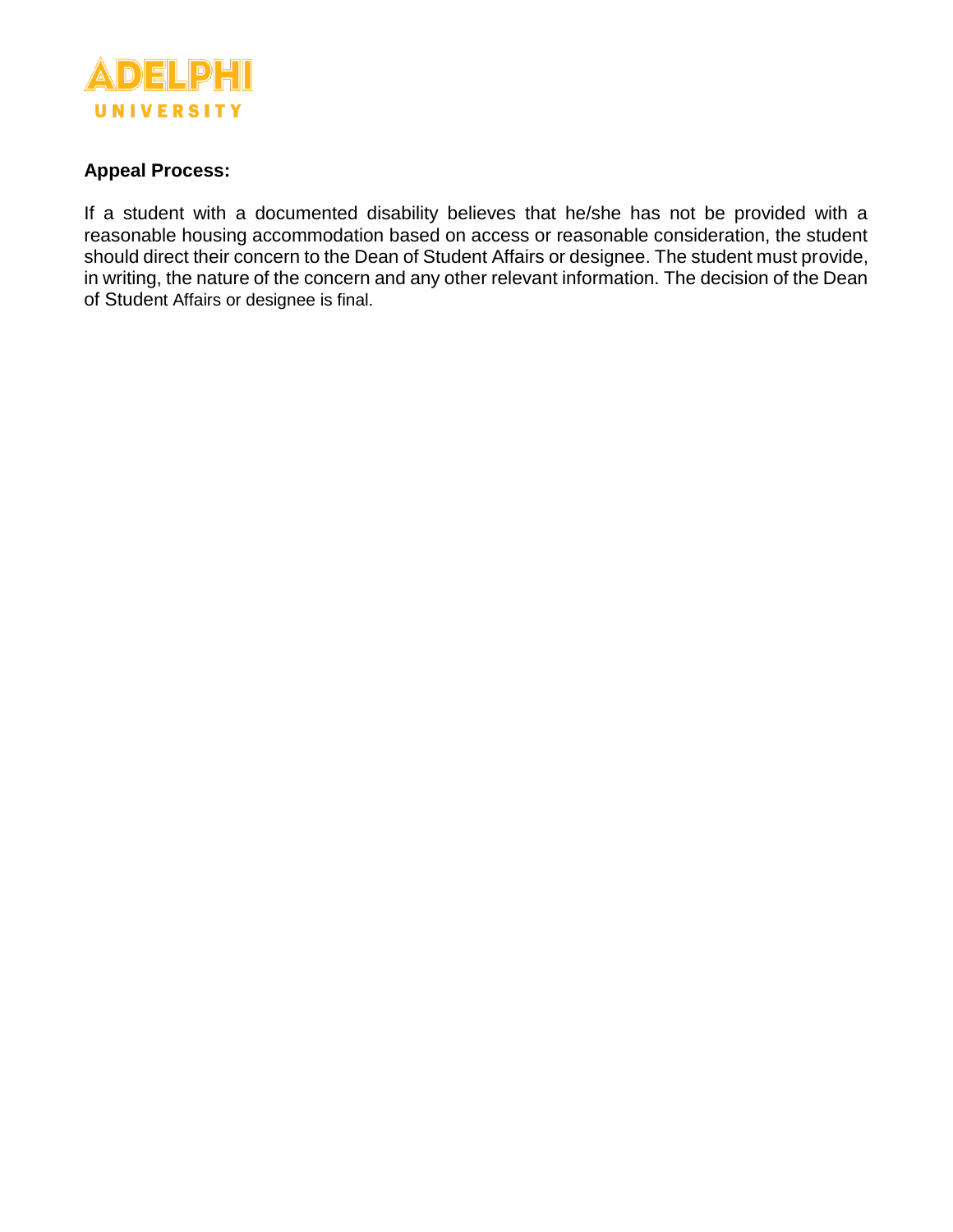**Appeal Process:**

If a student with a documented disability believes that he/she has not be provided with a reasonable housing accommodation based on access or reasonable consideration, the student should direct their concern to the Dean of Student Affairs or designee. The student must provide, in writing, the nature of the concern and any other relevant information. The decision of the Dean of Student Affairs or designee is final.